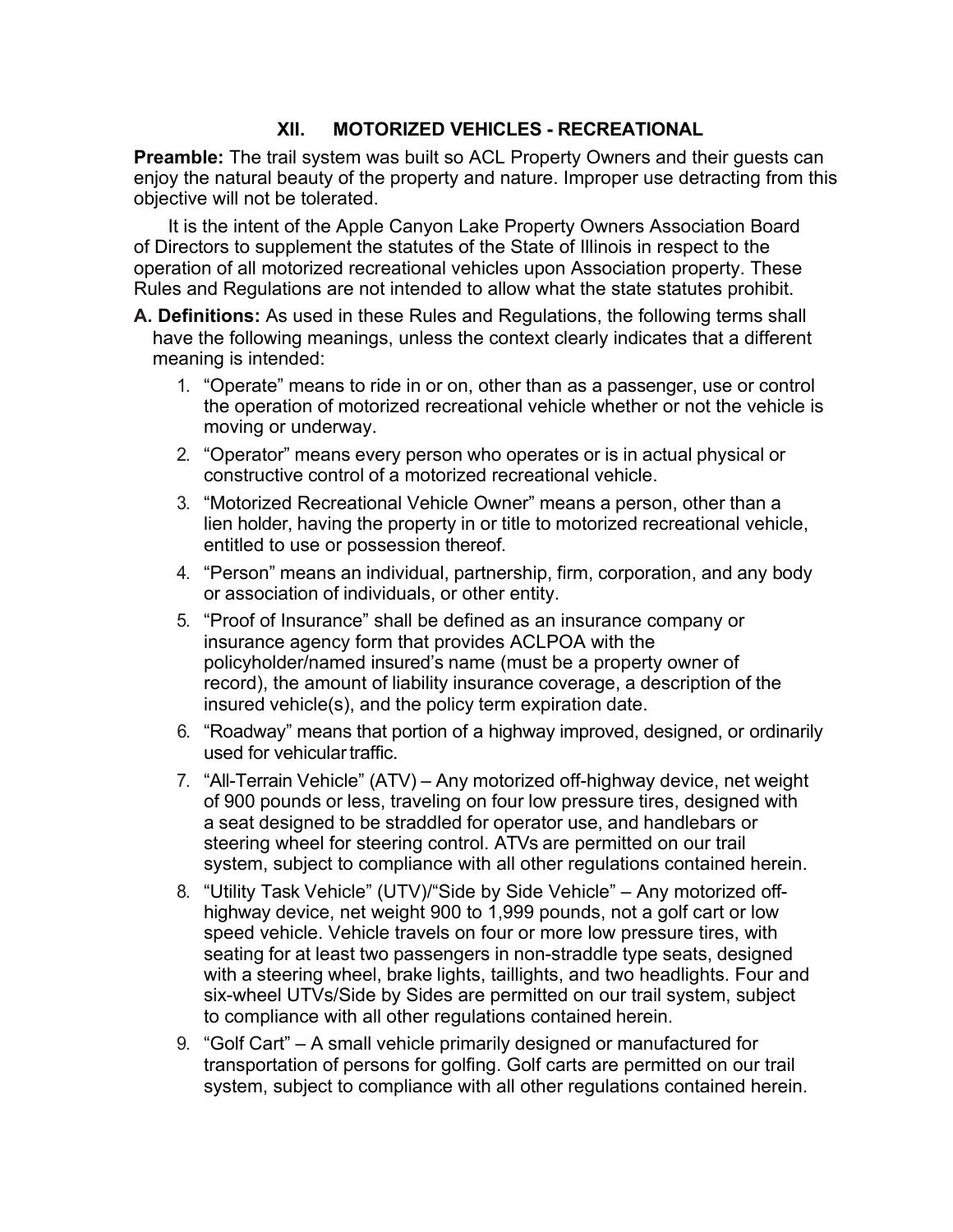## XII. MOTORIZED VEHICLES - RECREATIONAL

**Preamble:** The trail system was built so ACL Property Owners and their guests can enjoy the natural beauty of the property and nature. Improper use detracting from this objective will not be tolerated.

It is the intent of the Apple Canyon Lake Property Owners Association Board of Directors to supplement the statutes of the State of Illinois in respect to the operation of all motorized recreational vehicles upon Association property. These Rules and Regulations are not intended to allow what the state statutes prohibit.

**A. Definitions:** As used in these Rules and Regulations, the following terms shall have the following meanings, unless the context clearly indicates that a different meaning is intended:

1. "Operate" means to ride in or on, other than as a passenger, use or control the operation of motorized recreational vehicle whether or not the vehicle is moving or underway.
2. "Operator" means every person who operates or is in actual physical or constructive control of a motorized recreational vehicle.
3. "Motorized Recreational Vehicle Owner" means a person, other than a lien holder, having the property in or title to motorized recreational vehicle, entitled to use or possession thereof.
4. "Person" means an individual, partnership, firm, corporation, and any body or association of individuals, or other entity.
5. "Proof of Insurance" shall be defined as an insurance company or insurance agency form that provides ACLPOA with the policyholder/named insured's name (must be a property owner of record), the amount of liability insurance coverage, a description of the insured vehicle(s), and the policy term expiration date.
6. "Roadway" means that portion of a highway improved, designed, or ordinarily used for vehicular traffic.
7. "All-Terrain Vehicle" (ATV) – Any motorized off-highway device, net weight of 900 pounds or less, traveling on four low pressure tires, designed with a seat designed to be straddled for operator use, and handlebars or steering wheel for steering control. ATVs are permitted on our trail system, subject to compliance with all other regulations contained herein.
8. "Utility Task Vehicle" (UTV)/"Side by Side Vehicle" – Any motorized off-highway device, net weight 900 to 1,999 pounds, not a golf cart or low speed vehicle. Vehicle travels on four or more low pressure tires, with seating for at least two passengers in non-straddle type seats, designed with a steering wheel, brake lights, taillights, and two headlights. Four and six-wheel UTVs/Side by Sides are permitted on our trail system, subject to compliance with all other regulations contained herein.
9. "Golf Cart" – A small vehicle primarily designed or manufactured for transportation of persons for golfing. Golf carts are permitted on our trail system, subject to compliance with all other regulations contained herein.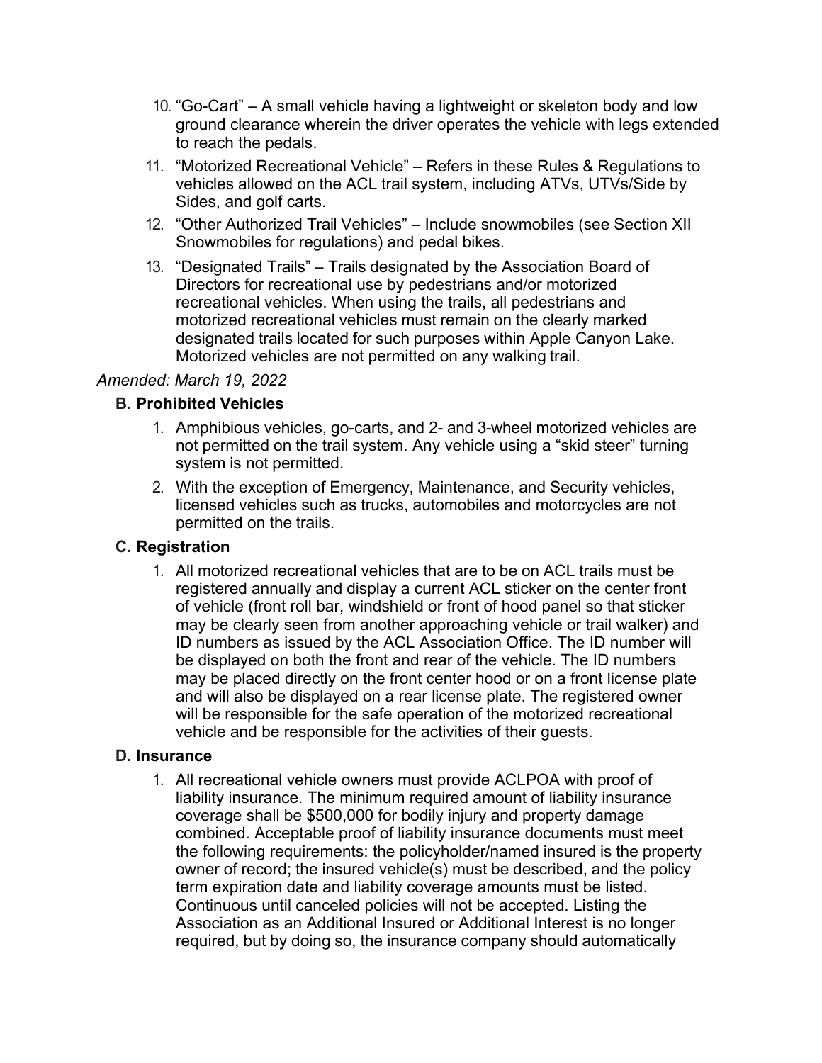10. "Go-Cart" – A small vehicle having a lightweight or skeleton body and low ground clearance wherein the driver operates the vehicle with legs extended to reach the pedals.
11. "Motorized Recreational Vehicle" – Refers in these Rules & Regulations to vehicles allowed on the ACL trail system, including ATVs, UTVs/Side by Sides, and golf carts.
12. "Other Authorized Trail Vehicles" – Include snowmobiles (see Section XII Snowmobiles for regulations) and pedal bikes.
13. "Designated Trails" – Trails designated by the Association Board of Directors for recreational use by pedestrians and/or motorized recreational vehicles. When using the trails, all pedestrians and motorized recreational vehicles must remain on the clearly marked designated trails located for such purposes within Apple Canyon Lake. Motorized vehicles are not permitted on any walking trail.

*Amended: March 19, 2022*

### B. Prohibited Vehicles

1. Amphibious vehicles, go-carts, and 2- and 3-wheel motorized vehicles are not permitted on the trail system. Any vehicle using a "skid steer" turning system is not permitted.
2. With the exception of Emergency, Maintenance, and Security vehicles, licensed vehicles such as trucks, automobiles and motorcycles are not permitted on the trails.

### C. Registration

1. All motorized recreational vehicles that are to be on ACL trails must be registered annually and display a current ACL sticker on the center front of vehicle (front roll bar, windshield or front of hood panel so that sticker may be clearly seen from another approaching vehicle or trail walker) and ID numbers as issued by the ACL Association Office. The ID number will be displayed on both the front and rear of the vehicle. The ID numbers may be placed directly on the front center hood or on a front license plate and will also be displayed on a rear license plate. The registered owner will be responsible for the safe operation of the motorized recreational vehicle and be responsible for the activities of their guests.

### D. Insurance

1. All recreational vehicle owners must provide ACLPOA with proof of liability insurance. The minimum required amount of liability insurance coverage shall be $500,000 for bodily injury and property damage combined. Acceptable proof of liability insurance documents must meet the following requirements: the policyholder/named insured is the property owner of record; the insured vehicle(s) must be described, and the policy term expiration date and liability coverage amounts must be listed. Continuous until canceled policies will not be accepted. Listing the Association as an Additional Insured or Additional Interest is no longer required, but by doing so, the insurance company should automatically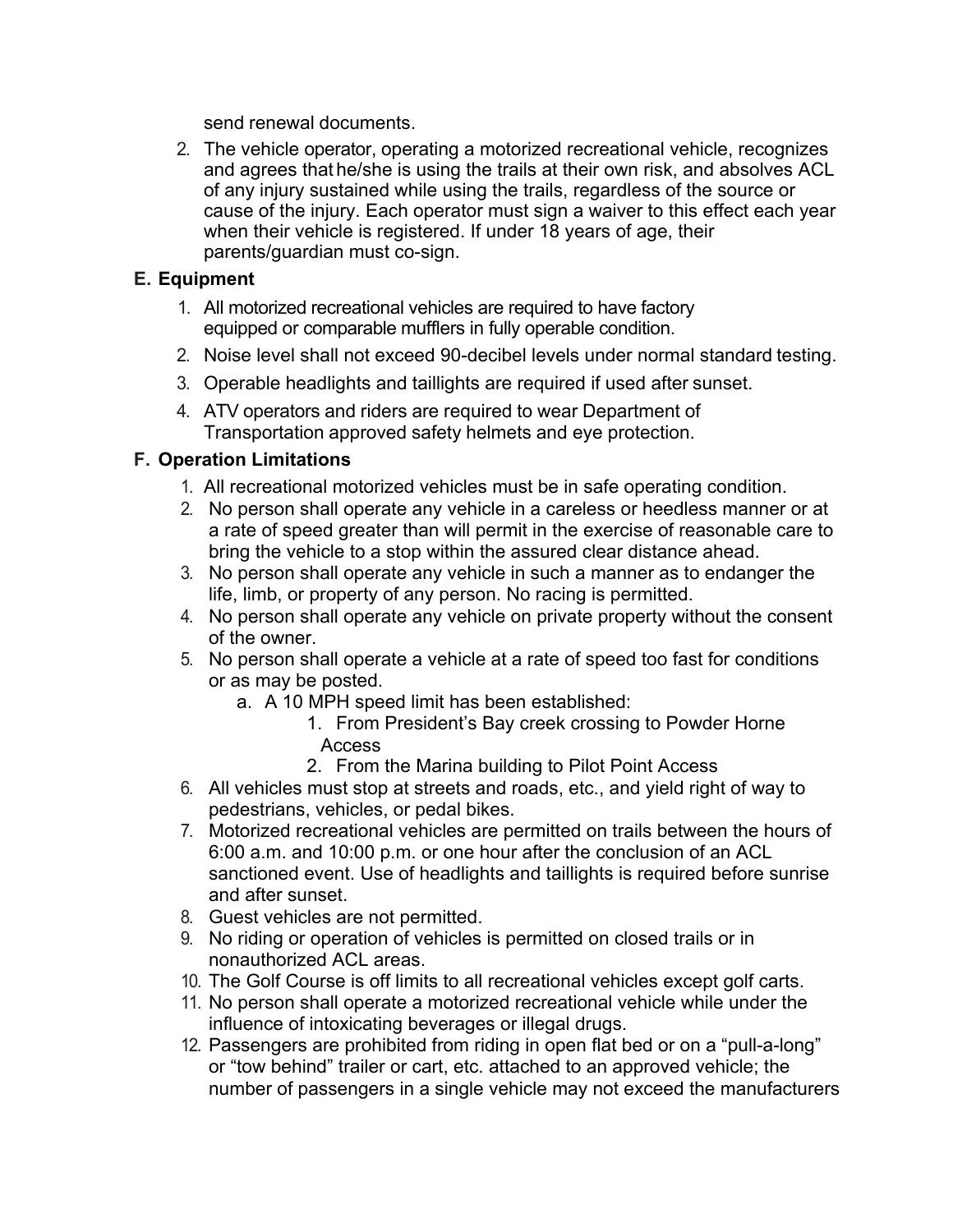send renewal documents.

2. The vehicle operator, operating a motorized recreational vehicle, recognizes and agrees that he/she is using the trails at their own risk, and absolves ACL of any injury sustained while using the trails, regardless of the source or cause of the injury. Each operator must sign a waiver to this effect each year when their vehicle is registered. If under 18 years of age, their parents/guardian must co-sign.

## E. Equipment

1. All motorized recreational vehicles are required to have factory equipped or comparable mufflers in fully operable condition.
2. Noise level shall not exceed 90-decibel levels under normal standard testing.
3. Operable headlights and taillights are required if used after sunset.
4. ATV operators and riders are required to wear Department of Transportation approved safety helmets and eye protection.

## F. Operation Limitations

1. All recreational motorized vehicles must be in safe operating condition.
2. No person shall operate any vehicle in a careless or heedless manner or at a rate of speed greater than will permit in the exercise of reasonable care to bring the vehicle to a stop within the assured clear distance ahead.
3. No person shall operate any vehicle in such a manner as to endanger the life, limb, or property of any person. No racing is permitted.
4. No person shall operate any vehicle on private property without the consent of the owner.
5. No person shall operate a vehicle at a rate of speed too fast for conditions or as may be posted.
   a. A 10 MPH speed limit has been established:
      1. From President's Bay creek crossing to Powder Horne Access
      2. From the Marina building to Pilot Point Access
6. All vehicles must stop at streets and roads, etc., and yield right of way to pedestrians, vehicles, or pedal bikes.
7. Motorized recreational vehicles are permitted on trails between the hours of 6:00 a.m. and 10:00 p.m. or one hour after the conclusion of an ACL sanctioned event. Use of headlights and taillights is required before sunrise and after sunset.
8. Guest vehicles are not permitted.
9. No riding or operation of vehicles is permitted on closed trails or in nonauthorized ACL areas.
10. The Golf Course is off limits to all recreational vehicles except golf carts.
11. No person shall operate a motorized recreational vehicle while under the influence of intoxicating beverages or illegal drugs.
12. Passengers are prohibited from riding in open flat bed or on a "pull-a-long" or "tow behind" trailer or cart, etc. attached to an approved vehicle; the number of passengers in a single vehicle may not exceed the manufacturers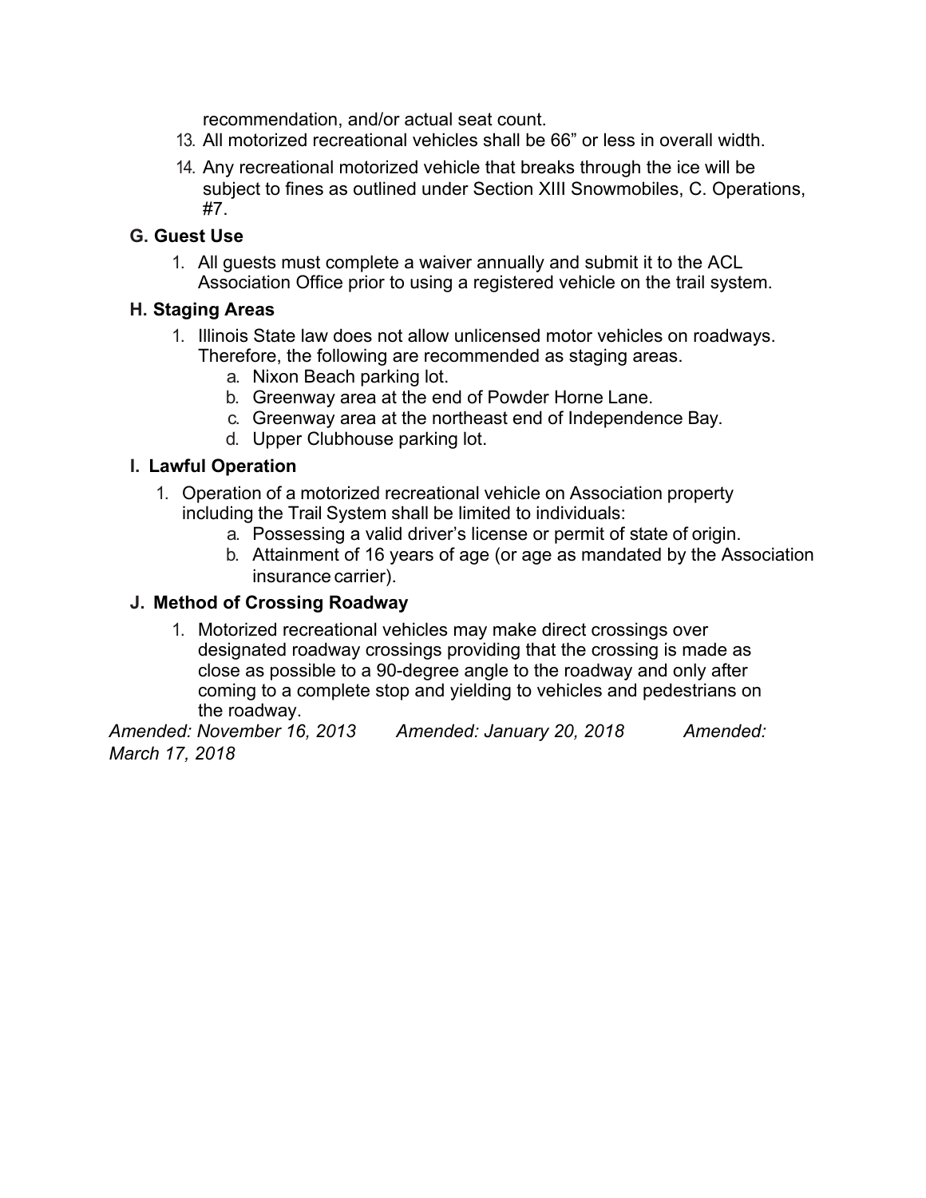recommendation, and/or actual seat count.

13. All motorized recreational vehicles shall be 66" or less in overall width.
14. Any recreational motorized vehicle that breaks through the ice will be subject to fines as outlined under Section XIII Snowmobiles, C. Operations, #7.

**G. Guest Use**

1. All guests must complete a waiver annually and submit it to the ACL Association Office prior to using a registered vehicle on the trail system.

**H. Staging Areas**

1. Illinois State law does not allow unlicensed motor vehicles on roadways. Therefore, the following are recommended as staging areas.
   a. Nixon Beach parking lot.
   b. Greenway area at the end of Powder Horne Lane.
   c. Greenway area at the northeast end of Independence Bay.
   d. Upper Clubhouse parking lot.

**I. Lawful Operation**

1. Operation of a motorized recreational vehicle on Association property including the Trail System shall be limited to individuals:
   a. Possessing a valid driver's license or permit of state of origin.
   b. Attainment of 16 years of age (or age as mandated by the Association insurance carrier).

**J. Method of Crossing Roadway**

1. Motorized recreational vehicles may make direct crossings over designated roadway crossings providing that the crossing is made as close as possible to a 90-degree angle to the roadway and only after coming to a complete stop and yielding to vehicles and pedestrians on the roadway.

*Amended: November 16, 2013 Amended: January 20, 2018 Amended: March 17, 2018*